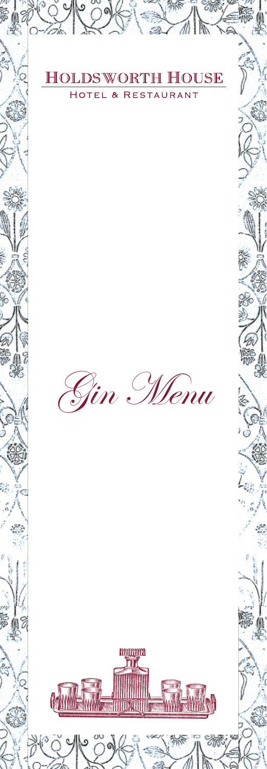# Holdsworth House

## Hotel & Restaurant

# *Gin Menu*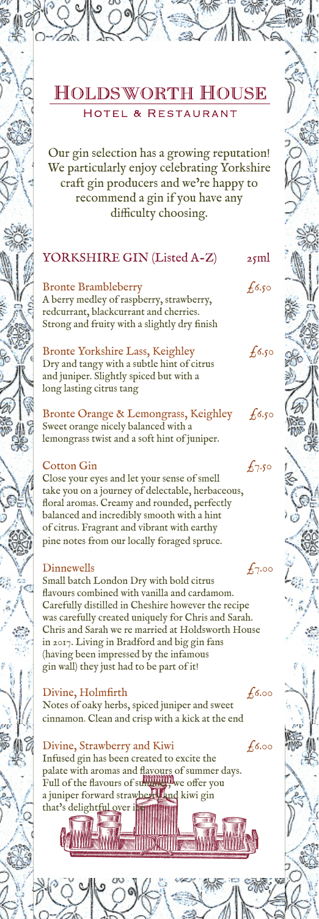# Holdsworth House

## Hotel & Restaurant

Our gin selection has a growing reputation! We particularly enjoy celebrating Yorkshire craft gin producers and we're happy to recommend a gin if you have any difficulty choosing.

## YORKSHIRE GIN (Listed A-Z) — 25ml

**Bronte Brambleberry** — £6.50
A berry medley of raspberry, strawberry, redcurrant, blackcurrant and cherries. Strong and fruity with a slightly dry finish

**Bronte Yorkshire Lass, Keighley** — £6.50
Dry and tangy with a subtle hint of citrus and juniper. Slightly spiced but with a long lasting citrus tang

**Bronte Orange & Lemongrass, Keighley** — £6.50
Sweet orange nicely balanced with a lemongrass twist and a soft hint of juniper.

**Cotton Gin** — £7.50
Close your eyes and let your sense of smell take you on a journey of delectable, herbaceous, floral aromas. Creamy and rounded, perfectly balanced and incredibly smooth with a hint of citrus. Fragrant and vibrant with earthy pine notes from our locally foraged spruce.

**Dinnewells** — £7.00
Small batch London Dry with bold citrus flavours combined with vanilla and cardamom. Carefully distilled in Cheshire however the recipe was carefully created uniquely for Chris and Sarah. Chris and Sarah we re married at Holdsworth House in 2017. Living in Bradford and big gin fans (having been impressed by the infamous gin wall) they just had to be part of it!

**Divine, Holmfirth** — £6.00
Notes of oaky herbs, spiced juniper and sweet cinnamon. Clean and crisp with a kick at the end

**Divine, Strawberry and Kiwi** — £6.00
Infused gin has been created to excite the palate with aromas and flavours of summer days. Full of the flavours of summer, we offer you a juniper forward strawberry and kiwi gin that's delightful over ice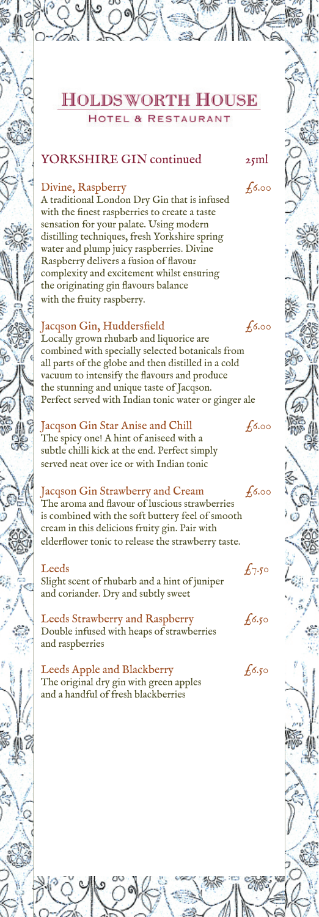# HOLDSWORTH HOUSE

HOTEL & RESTAURANT

## YORKSHIRE GIN continued — 25ml

**Divine, Raspberry** — £6.00

A traditional London Dry Gin that is infused with the finest raspberries to create a taste sensation for your palate. Using modern distilling techniques, fresh Yorkshire spring water and plump juicy raspberries. Divine Raspberry delivers a fusion of flavour complexity and excitement whilst ensuring the originating gin flavours balance with the fruity raspberry.

**Jacqson Gin, Huddersfield** — £6.00

Locally grown rhubarb and liquorice are combined with specially selected botanicals from all parts of the globe and then distilled in a cold vacuum to intensify the flavours and produce the stunning and unique taste of Jacqson. Perfect served with Indian tonic water or ginger ale

**Jacqson Gin Star Anise and Chill** — £6.00

The spicy one! A hint of aniseed with a subtle chilli kick at the end. Perfect simply served neat over ice or with Indian tonic

**Jacqson Gin Strawberry and Cream** — £6.00

The aroma and flavour of luscious strawberries is combined with the soft buttery feel of smooth cream in this delicious fruity gin. Pair with elderflower tonic to release the strawberry taste.

**Leeds** — £7.50

Slight scent of rhubarb and a hint of juniper and coriander. Dry and subtly sweet

**Leeds Strawberry and Raspberry** — £6.50

Double infused with heaps of strawberries and raspberries

**Leeds Apple and Blackberry** — £6.50

The original dry gin with green apples and a handful of fresh blackberries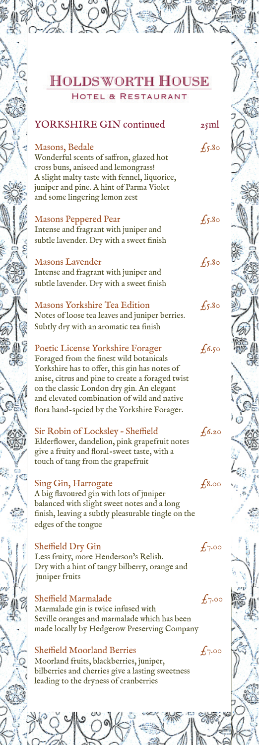# HOLDSWORTH HOUSE

HOTEL & RESTAURANT

## YORKSHIRE GIN continued — 25ml

**Masons, Bedale** — £5.80
Wonderful scents of saffron, glazed hot cross buns, aniseed and lemongrass! A slight malty taste with fennel, liquorice, juniper and pine. A hint of Parma Violet and some lingering lemon zest

**Masons Peppered Pear** — £5.80
Intense and fragrant with juniper and subtle lavender. Dry with a sweet finish

**Masons Lavender** — £5.80
Intense and fragrant with juniper and subtle lavender. Dry with a sweet finish

**Masons Yorkshire Tea Edition** — £5.80
Notes of loose tea leaves and juniper berries. Subtly dry with an aromatic tea finish

**Poetic License Yorkshire Forager** — £6.50
Foraged from the finest wild botanicals Yorkshire has to offer, this gin has notes of anise, citrus and pine to create a foraged twist on the classic London dry gin. An elegant and elevated combination of wild and native flora hand-spcied by the Yorkshire Forager.

**Sir Robin of Locksley - Sheffield** — £6.20
Elderflower, dandelion, pink grapefruit notes give a fruity and floral-sweet taste, with a touch of tang from the grapefruit

**Sing Gin, Harrogate** — £8.00
A big flavoured gin with lots of juniper balanced with slight sweet notes and a long finish, leaving a subtly pleasurable tingle on the edges of the tongue

**Sheffield Dry Gin** — £7.00
Less fruity, more Henderson's Relish. Dry with a hint of tangy bilberry, orange and juniper fruits

**Sheffield Marmalade** — £7.00
Marmalade gin is twice infused with Seville oranges and marmalade which has been made locally by Hedgerow Preserving Company

**Sheffield Moorland Berries** — £7.00
Moorland fruits, blackberries, juniper, bilberries and cherries give a lasting sweetness leading to the dryness of cranberries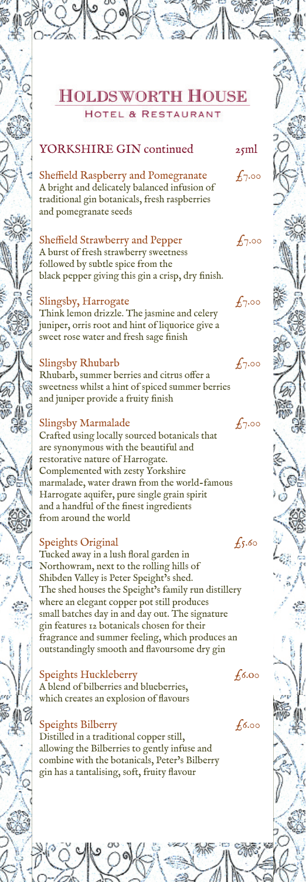# Holdsworth House

## Hotel & Restaurant

## YORKSHIRE GIN continued — 25ml

**Sheffield Raspberry and Pomegranate** — £7.00
A bright and delicately balanced infusion of traditional gin botanicals, fresh raspberries and pomegranate seeds

**Sheffield Strawberry and Pepper** — £7.00
A burst of fresh strawberry sweetness followed by subtle spice from the black pepper giving this gin a crisp, dry finish.

**Slingsby, Harrogate** — £7.00
Think lemon drizzle. The jasmine and celery juniper, orris root and hint of liquorice give a sweet rose water and fresh sage finish

**Slingsby Rhubarb** — £7.00
Rhubarb, summer berries and citrus offer a sweetness whilst a hint of spiced summer berries and juniper provide a fruity finish

**Slingsby Marmalade** — £7.00
Crafted using locally sourced botanicals that are synonymous with the beautiful and restorative nature of Harrogate. Complemented with zesty Yorkshire marmalade, water drawn from the world-famous Harrogate aquifer, pure single grain spirit and a handful of the finest ingredients from around the world

**Speights Original** — £5.60
Tucked away in a lush floral garden in Northowram, next to the rolling hills of Shibden Valley is Peter Speight's shed. The shed houses the Speight's family run distillery where an elegant copper pot still produces small batches day in and day out. The signature gin features 12 botanicals chosen for their fragrance and summer feeling, which produces an outstandingly smooth and flavoursome dry gin

**Speights Huckleberry** — £6.00
A blend of bilberries and blueberries, which creates an explosion of flavours

**Speights Bilberry** — £6.00
Distilled in a traditional copper still, allowing the Bilberries to gently infuse and combine with the botanicals, Peter's Bilberry gin has a tantalising, soft, fruity flavour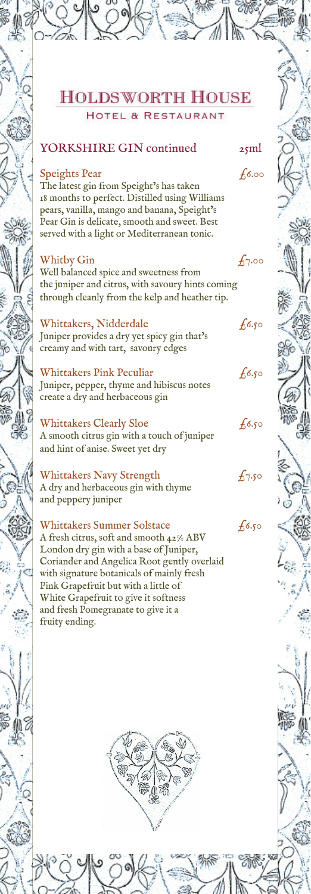# Holdsworth House

## Hotel & Restaurant

### YORKSHIRE GIN continued — 25ml

**Speights Pear** — £6.00
The latest gin from Speight's has taken 18 months to perfect. Distilled using Williams pears, vanilla, mango and banana, Speight's Pear Gin is delicate, smooth and sweet. Best served with a light or Mediterranean tonic.

**Whitby Gin** — £7.00
Well balanced spice and sweetness from the juniper and citrus, with savoury hints coming through cleanly from the kelp and heather tip.

**Whittakers, Nidderdale** — £6.50
Juniper provides a dry yet spicy gin that's creamy and with tart, savoury edges

**Whittakers Pink Peculiar** — £6.50
Juniper, pepper, thyme and hibiscus notes create a dry and herbaceous gin

**Whittakers Clearly Sloe** — £6.50
A smooth citrus gin with a touch of juniper and hint of anise. Sweet yet dry

**Whittakers Navy Strength** — £7.50
A dry and herbaceous gin with thyme and peppery juniper

**Whittakers Summer Solstace** — £6.50
A fresh citrus, soft and smooth 42% ABV London dry gin with a base of Juniper, Coriander and Angelica Root gently overlaid with signature botanicals of mainly fresh Pink Grapefruit but with a little of White Grapefruit to give it softness and fresh Pomegranate to give it a fruity ending.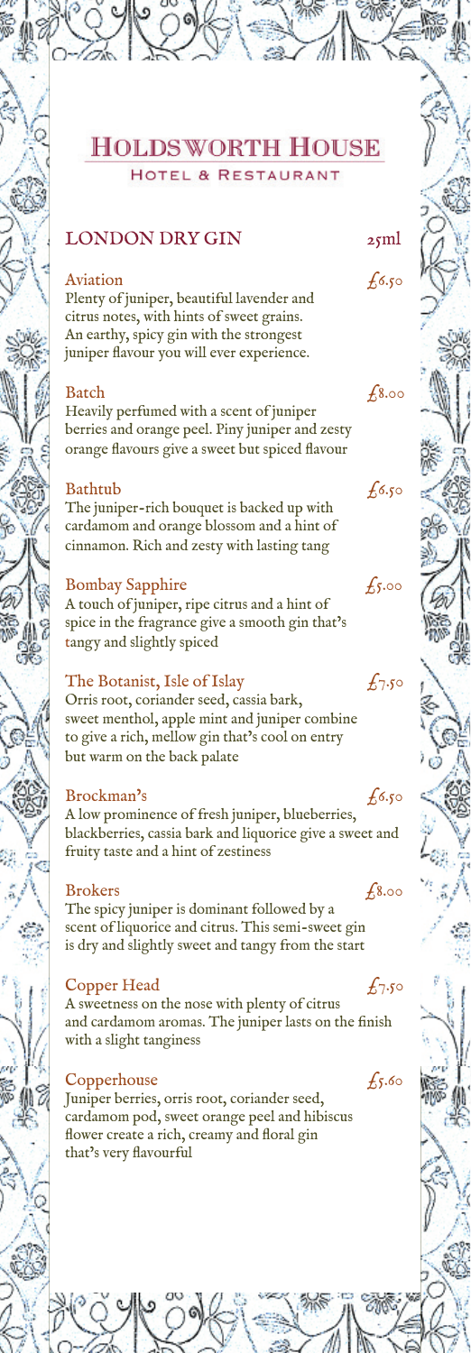# HOLDSWORTH HOUSE

HOTEL & RESTAURANT

## LONDON DRY GIN — 25ml

**Aviation** — £6.50

Plenty of juniper, beautiful lavender and citrus notes, with hints of sweet grains. An earthy, spicy gin with the strongest juniper flavour you will ever experience.

**Batch** — £8.00

Heavily perfumed with a scent of juniper berries and orange peel. Piny juniper and zesty orange flavours give a sweet but spiced flavour

**Bathtub** — £6.50

The juniper-rich bouquet is backed up with cardamom and orange blossom and a hint of cinnamon. Rich and zesty with lasting tang

**Bombay Sapphire** — £5.00

A touch of juniper, ripe citrus and a hint of spice in the fragrance give a smooth gin that's tangy and slightly spiced

**The Botanist, Isle of Islay** — £7.50

Orris root, coriander seed, cassia bark, sweet menthol, apple mint and juniper combine to give a rich, mellow gin that's cool on entry but warm on the back palate

**Brockman's** — £6.50

A low prominence of fresh juniper, blueberries, blackberries, cassia bark and liquorice give a sweet and fruity taste and a hint of zestiness

**Brokers** — £8.00

The spicy juniper is dominant followed by a scent of liquorice and citrus. This semi-sweet gin is dry and slightly sweet and tangy from the start

**Copper Head** — £7.50

A sweetness on the nose with plenty of citrus and cardamom aromas. The juniper lasts on the finish with a slight tanginess

**Copperhouse** — £5.60

Juniper berries, orris root, coriander seed, cardamom pod, sweet orange peel and hibiscus flower create a rich, creamy and floral gin that's very flavourful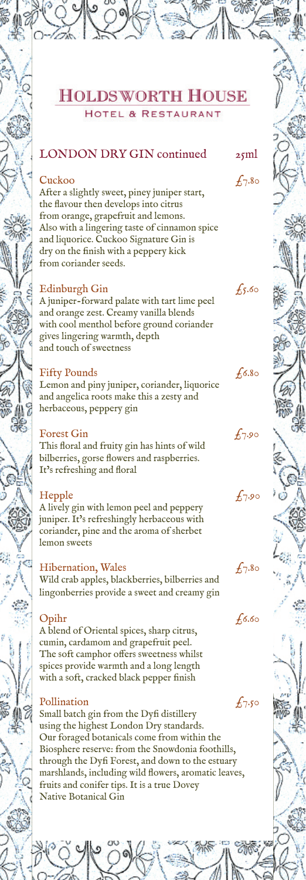# Holdsworth House

## Hotel & Restaurant

## LONDON DRY GIN continued — 25ml

**Cuckoo** — £7.80

After a slightly sweet, piney juniper start, the flavour then develops into citrus from orange, grapefruit and lemons. Also with a lingering taste of cinnamon spice and liquorice. Cuckoo Signature Gin is dry on the finish with a peppery kick from coriander seeds.

**Edinburgh Gin** — £5.60

A juniper-forward palate with tart lime peel and orange zest. Creamy vanilla blends with cool menthol before ground coriander gives lingering warmth, depth and touch of sweetness

**Fifty Pounds** — £6.80

Lemon and piny juniper, coriander, liquorice and angelica roots make this a zesty and herbaceous, peppery gin

**Forest Gin** — £7.90

This floral and fruity gin has hints of wild bilberries, gorse flowers and raspberries. It's refreshing and floral

**Hepple** — £7.90

A lively gin with lemon peel and peppery juniper. It's refreshingly herbaceous with coriander, pine and the aroma of sherbet lemon sweets

**Hibernation, Wales** — £7.80

Wild crab apples, blackberries, bilberries and lingonberries provide a sweet and creamy gin

**Opihr** — £6.60

A blend of Oriental spices, sharp citrus, cumin, cardamom and grapefruit peel. The soft camphor offers sweetness whilst spices provide warmth and a long length with a soft, cracked black pepper finish

**Pollination** — £7.50

Small batch gin from the Dyfi distillery using the highest London Dry standards. Our foraged botanicals come from within the Biosphere reserve: from the Snowdonia foothills, through the Dyfi Forest, and down to the estuary marshlands, including wild flowers, aromatic leaves, fruits and conifer tips. It is a true Dovey Native Botanical Gin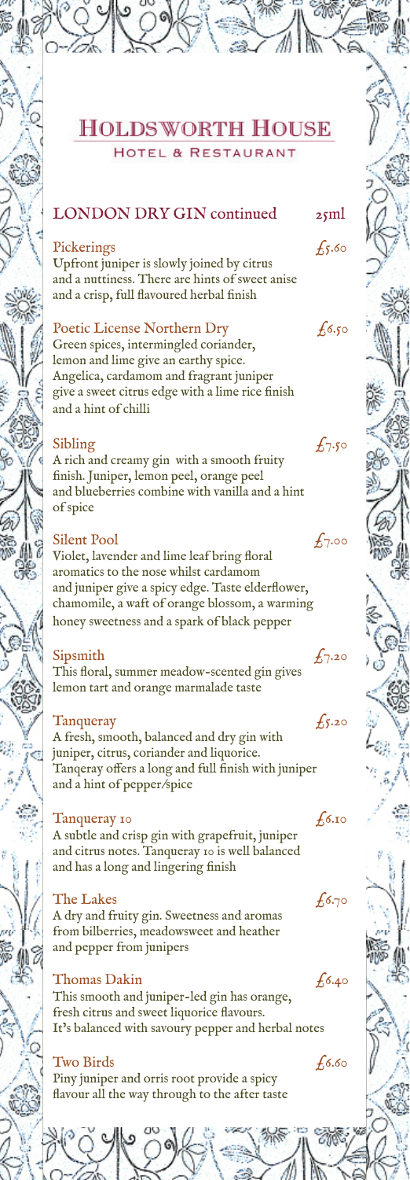# HOLDSWORTH HOUSE

HOTEL & RESTAURANT

## LONDON DRY GIN continued — 25ml

**Pickerings** — £5.60

Upfront juniper is slowly joined by citrus and a nuttiness. There are hints of sweet anise and a crisp, full flavoured herbal finish

**Poetic License Northern Dry** — £6.50

Green spices, intermingled coriander, lemon and lime give an earthy spice. Angelica, cardamom and fragrant juniper give a sweet citrus edge with a lime rice finish and a hint of chilli

**Sibling** — £7.50

A rich and creamy gin with a smooth fruity finish. Juniper, lemon peel, orange peel and blueberries combine with vanilla and a hint of spice

**Silent Pool** — £7.00

Violet, lavender and lime leaf bring floral aromatics to the nose whilst cardamom and juniper give a spicy edge. Taste elderflower, chamomile, a waft of orange blossom, a warming honey sweetness and a spark of black pepper

**Sipsmith** — £7.20

This floral, summer meadow-scented gin gives lemon tart and orange marmalade taste

**Tanqueray** — £5.20

A fresh, smooth, balanced and dry gin with juniper, citrus, coriander and liquorice. Tanqeray offers a long and full finish with juniper and a hint of pepper/spice

**Tanqueray 10** — £6.10

A subtle and crisp gin with grapefruit, juniper and citrus notes. Tanqueray 10 is well balanced and has a long and lingering finish

**The Lakes** — £6.70

A dry and fruity gin. Sweetness and aromas from bilberries, meadowsweet and heather and pepper from junipers

**Thomas Dakin** — £6.40

This smooth and juniper-led gin has orange, fresh citrus and sweet liquorice flavours. It's balanced with savoury pepper and herbal notes

**Two Birds** — £6.60

Piny juniper and orris root provide a spicy flavour all the way through to the after taste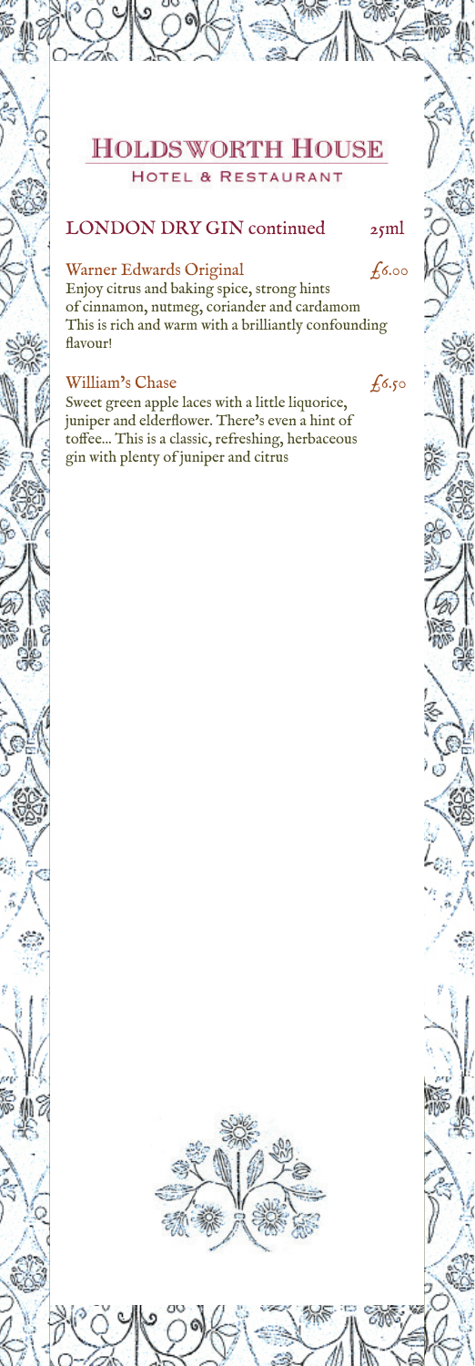# Holdsworth House

## Hotel & Restaurant

### LONDON DRY GIN continued — 25ml

**Warner Edwards Original** — £6.00

Enjoy citrus and baking spice, strong hints of cinnamon, nutmeg, coriander and cardamom This is rich and warm with a brilliantly confounding flavour!

**William's Chase** — £6.50

Sweet green apple laces with a little liquorice, juniper and elderflower. There's even a hint of toffee... This is a classic, refreshing, herbaceous gin with plenty of juniper and citrus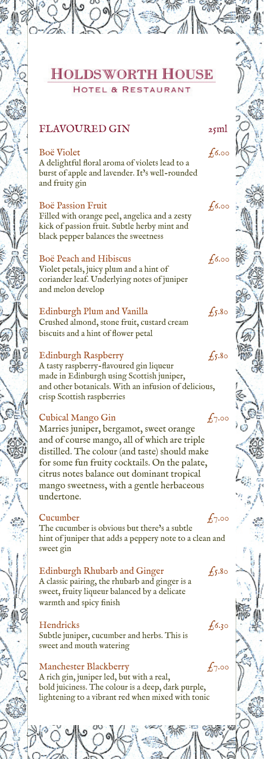# Holdsworth House

## Hotel & Restaurant

## FLAVOURED GIN

25ml

**Boë Violet** — £6.00

A delightful floral aroma of violets lead to a burst of apple and lavender. It's well-rounded and fruity gin

**Boë Passion Fruit** — £6.00

Filled with orange peel, angelica and a zesty kick of passion fruit. Subtle herby mint and black pepper balances the sweetness

**Boë Peach and Hibiscus** — £6.00

Violet petals, juicy plum and a hint of coriander leaf. Underlying notes of juniper and melon develop

**Edinburgh Plum and Vanilla** — £5.80

Crushed almond, stone fruit, custard cream biscuits and a hint of flower petal

**Edinburgh Raspberry** — £5.80

A tasty raspberry-flavoured gin liqueur made in Edinburgh using Scottish juniper, and other botanicals. With an infusion of delicious, crisp Scottish raspberries

**Cubical Mango Gin** — £7.00

Marries juniper, bergamot, sweet orange and of course mango, all of which are triple distilled. The colour (and taste) should make for some fun fruity cocktails. On the palate, citrus notes balance out dominant tropical mango sweetness, with a gentle herbaceous undertone.

**Cucumber** — £7.00

The cucumber is obvious but there's a subtle hint of juniper that adds a peppery note to a clean and sweet gin

**Edinburgh Rhubarb and Ginger** — £5.80

A classic pairing, the rhubarb and ginger is a sweet, fruity liqueur balanced by a delicate warmth and spicy finish

**Hendricks** — £6.30

Subtle juniper, cucumber and herbs. This is sweet and mouth watering

**Manchester Blackberry** — £7.00

A rich gin, juniper led, but with a real, bold juiciness. The colour is a deep, dark purple, lightening to a vibrant red when mixed with tonic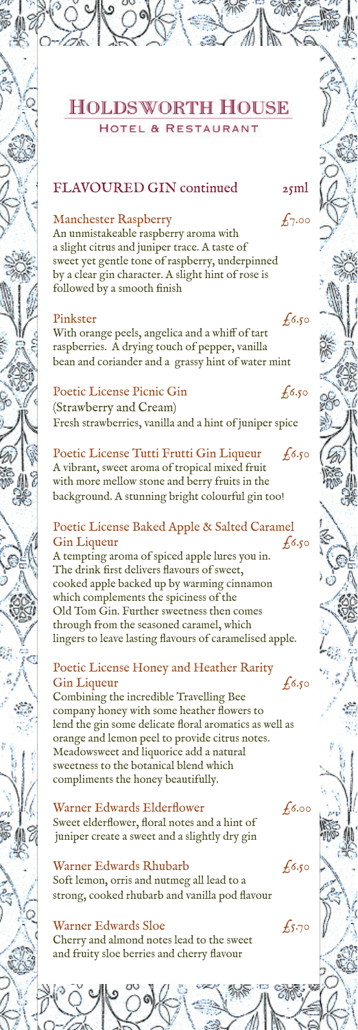# Holdsworth House

## Hotel & Restaurant

## FLAVOURED GIN continued — 25ml

**Manchester Raspberry** — £7.00
An unmistakeable raspberry aroma with a slight citrus and juniper trace. A taste of sweet yet gentle tone of raspberry, underpinned by a clear gin character. A slight hint of rose is followed by a smooth finish

**Pinkster** — £6.50
With orange peels, angelica and a whiff of tart raspberries. A drying touch of pepper, vanilla bean and coriander and a grassy hint of water mint

**Poetic License Picnic Gin** — £6.50
(Strawberry and Cream)
Fresh strawberries, vanilla and a hint of juniper spice

**Poetic License Tutti Frutti Gin Liqueur** — £6.50
A vibrant, sweet aroma of tropical mixed fruit with more mellow stone and berry fruits in the background. A stunning bright colourful gin too!

**Poetic License Baked Apple & Salted Caramel Gin Liqueur** — £6.50
A tempting aroma of spiced apple lures you in. The drink first delivers flavours of sweet, cooked apple backed up by warming cinnamon which complements the spiciness of the Old Tom Gin. Further sweetness then comes through from the seasoned caramel, which lingers to leave lasting flavours of caramelised apple.

**Poetic License Honey and Heather Rarity Gin Liqueur** — £6.50
Combining the incredible Travelling Bee company honey with some heather flowers to lend the gin some delicate floral aromatics as well as orange and lemon peel to provide citrus notes. Meadowsweet and liquorice add a natural sweetness to the botanical blend which compliments the honey beautifully.

**Warner Edwards Elderflower** — £6.00
Sweet elderflower, floral notes and a hint of juniper create a sweet and a slightly dry gin

**Warner Edwards Rhubarb** — £6.50
Soft lemon, orris and nutmeg all lead to a strong, cooked rhubarb and vanilla pod flavour

**Warner Edwards Sloe** — £5.70
Cherry and almond notes lead to the sweet and fruity sloe berries and cherry flavour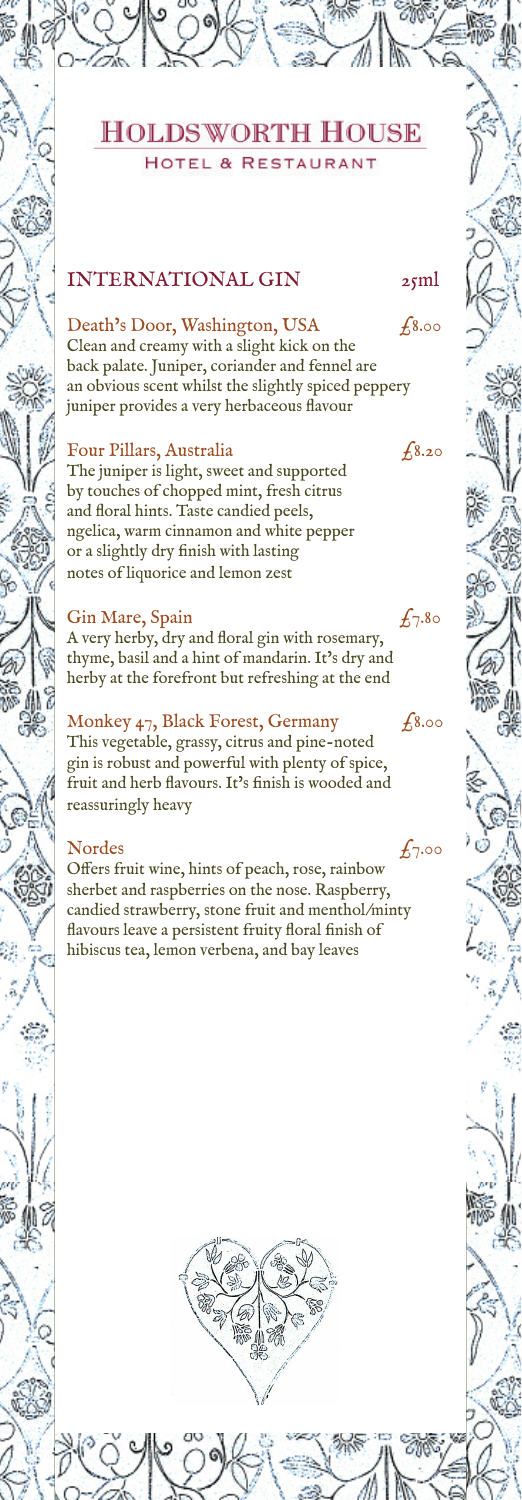# Holdsworth House

HOTEL & RESTAURANT

## INTERNATIONAL GIN — 25ml

**Death's Door, Washington, USA** — £8.00

Clean and creamy with a slight kick on the back palate. Juniper, coriander and fennel are an obvious scent whilst the slightly spiced peppery juniper provides a very herbaceous flavour

**Four Pillars, Australia** — £8.20

The juniper is light, sweet and supported by touches of chopped mint, fresh citrus and floral hints. Taste candied peels, ngelica, warm cinnamon and white pepper or a slightly dry finish with lasting notes of liquorice and lemon zest

**Gin Mare, Spain** — £7.80

A very herby, dry and floral gin with rosemary, thyme, basil and a hint of mandarin. It's dry and herby at the forefront but refreshing at the end

**Monkey 47, Black Forest, Germany** — £8.00

This vegetable, grassy, citrus and pine-noted gin is robust and powerful with plenty of spice, fruit and herb flavours. It's finish is wooded and reassuringly heavy

**Nordes** — £7.00

Offers fruit wine, hints of peach, rose, rainbow sherbet and raspberries on the nose. Raspberry, candied strawberry, stone fruit and menthol/minty flavours leave a persistent fruity floral finish of hibiscus tea, lemon verbena, and bay leaves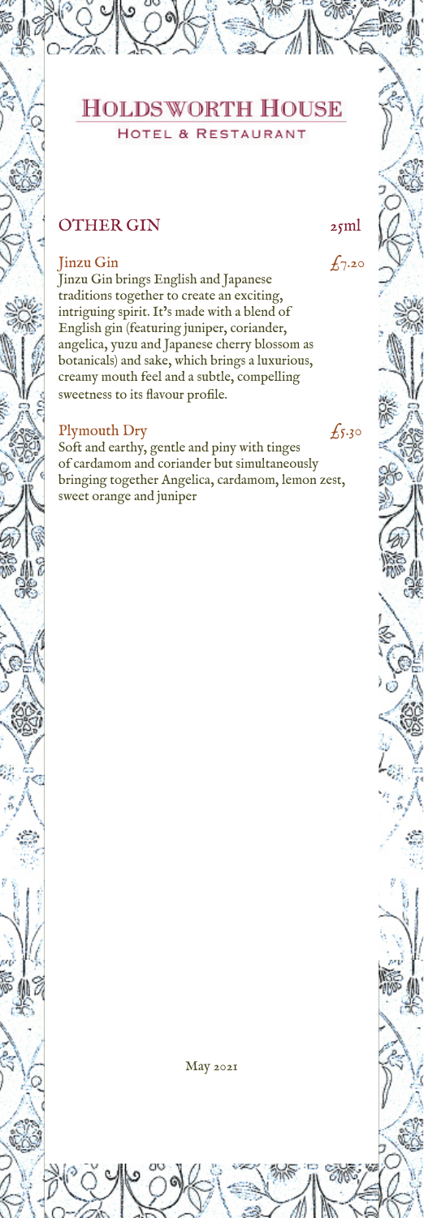# Holdsworth House

## Hotel & Restaurant

## OTHER GIN — 25ml

### Jinzu Gin — £7.20

Jinzu Gin brings English and Japanese traditions together to create an exciting, intriguing spirit. It's made with a blend of English gin (featuring juniper, coriander, angelica, yuzu and Japanese cherry blossom as botanicals) and sake, which brings a luxurious, creamy mouth feel and a subtle, compelling sweetness to its flavour profile.

### Plymouth Dry — £5.30

Soft and earthy, gentle and piny with tinges of cardamom and coriander but simultaneously bringing together Angelica, cardamom, lemon zest, sweet orange and juniper

May 2021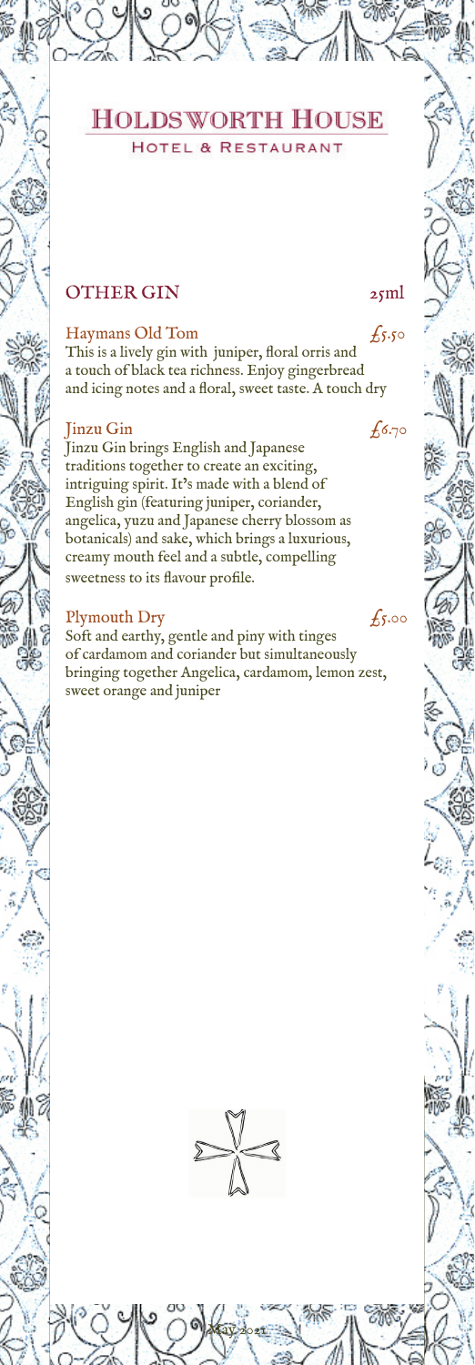# HOLDSWORTH HOUSE

HOTEL & RESTAURANT

## OTHER GIN 25ml

### Haymans Old Tom £5.50

This is a lively gin with juniper, floral orris and a touch of black tea richness. Enjoy gingerbread and icing notes and a floral, sweet taste. A touch dry

### Jinzu Gin £6.70

Jinzu Gin brings English and Japanese traditions together to create an exciting, intriguing spirit. It's made with a blend of English gin (featuring juniper, coriander, angelica, yuzu and Japanese cherry blossom as botanicals) and sake, which brings a luxurious, creamy mouth feel and a subtle, compelling sweetness to its flavour profile.

### Plymouth Dry £5.00

Soft and earthy, gentle and piny with tinges of cardamom and coriander but simultaneously bringing together Angelica, cardamom, lemon zest, sweet orange and juniper

May 2021